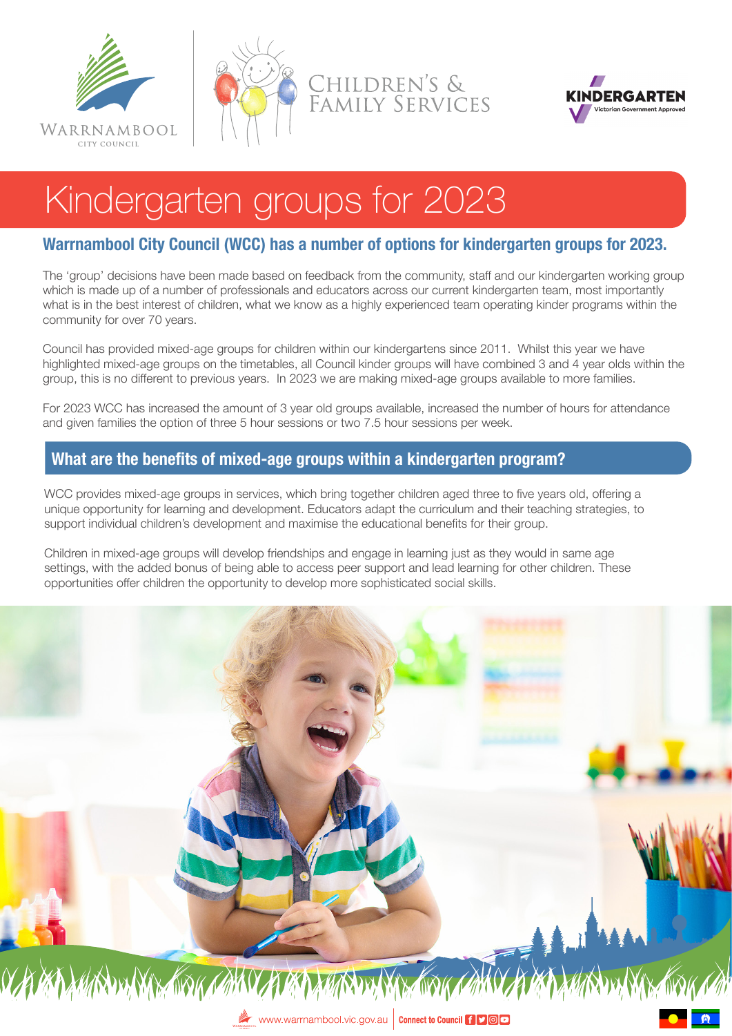# Kindergarten groups for 2023

## Warrnambool City Council (WCC) has a number of options for kindergarten groups for 2023.

The 'group' decisions have been made based on feedback from the community, staff and our kindergarten working group which is made up of a number of professionals and educators across our current kindergarten team, most importantly what is in the best interest of children, what we know as a highly experienced team operating kinder programs within the community for over 70 years.

Council has provided mixed-age groups for children within our kindergartens since 2011. Whilst this year we have highlighted mixed-age groups on the timetables, all Council kinder groups will have combined 3 and 4 year olds within the group, this is no different to previous years. In 2023 we are making mixed-age groups available to more families.

For 2023 WCC has increased the amount of 3 year old groups available, increased the number of hours for attendance and given families the option of three 5 hour sessions or two 7.5 hour sessions per week.

## What are the benefits of mixed-age groups within a kindergarten program?

WCC provides mixed-age groups in services, which bring together children aged three to five years old, offering a unique opportunity for learning and development. Educators adapt the curriculum and their teaching strategies, to support individual children's development and maximise the educational benefits for their group.

Children in mixed-age groups will develop friendships and engage in learning just as they would in same age settings, with the added bonus of being able to access peer support and lead learning for other children. These opportunities offer children the opportunity to develop more sophisticated social skills.

www.warrnambool.vic.gov.au | Connect to Council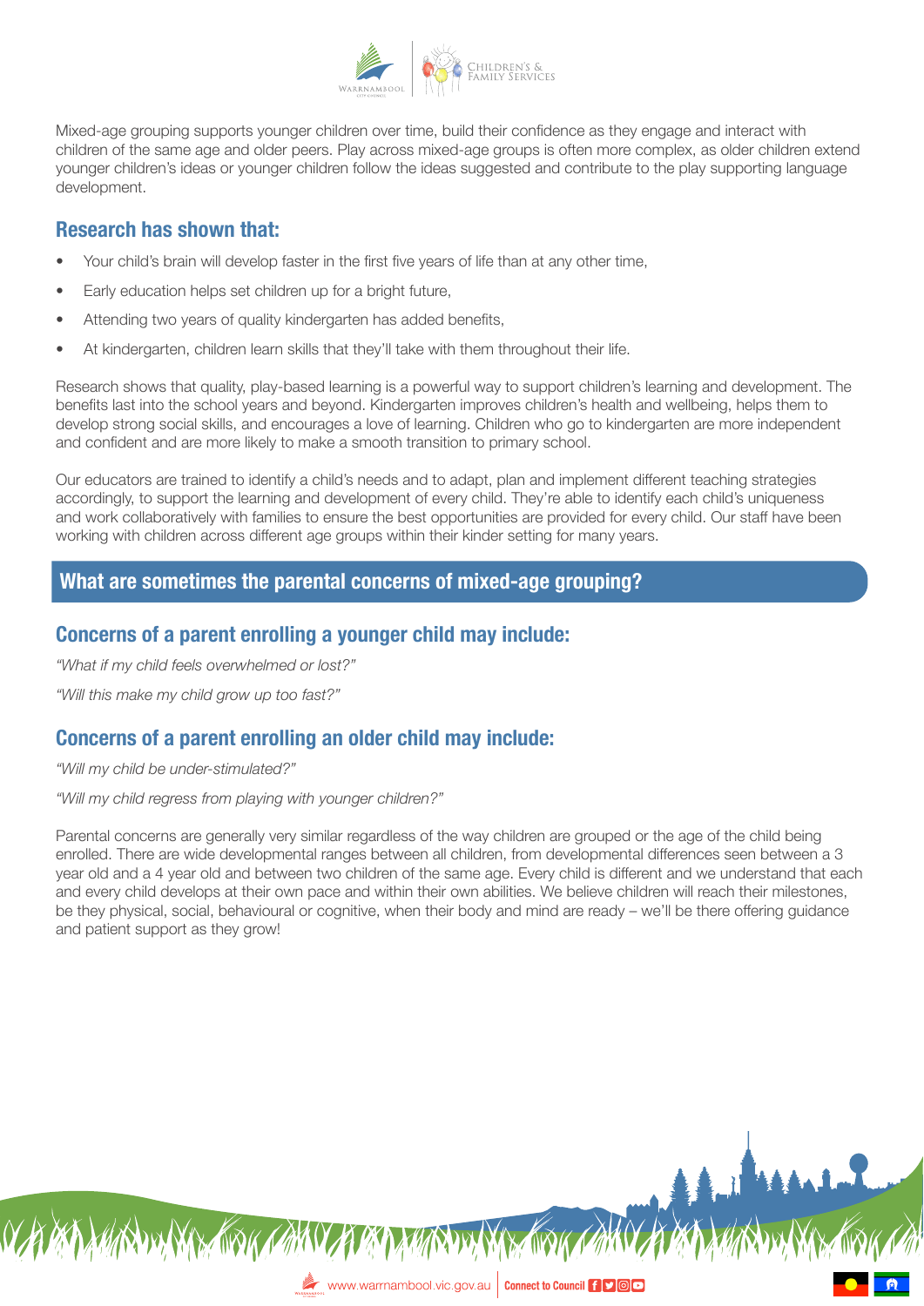Mixed-age grouping supports younger children over time, build their confidence as they engage and interact with children of the same age and older peers. Play across mixed-age groups is often more complex, as older children extend younger children's ideas or younger children follow the ideas suggested and contribute to the play supporting language development.

## Research has shown that:

- Your child's brain will develop faster in the first five years of life than at any other time,
- Early education helps set children up for a bright future,
- Attending two years of quality kindergarten has added benefits,
- At kindergarten, children learn skills that they'll take with them throughout their life.

Research shows that quality, play-based learning is a powerful way to support children's learning and development. The benefits last into the school years and beyond. Kindergarten improves children's health and wellbeing, helps them to develop strong social skills, and encourages a love of learning. Children who go to kindergarten are more independent and confident and are more likely to make a smooth transition to primary school.

Our educators are trained to identify a child's needs and to adapt, plan and implement different teaching strategies accordingly, to support the learning and development of every child. They're able to identify each child's uniqueness and work collaboratively with families to ensure the best opportunities are provided for every child. Our staff have been working with children across different age groups within their kinder setting for many years.

## What are sometimes the parental concerns of mixed-age grouping?

### Concerns of a parent enrolling a younger child may include:

*"What if my child feels overwhelmed or lost?"*

*"Will this make my child grow up too fast?"*

### Concerns of a parent enrolling an older child may include:

*"Will my child be under-stimulated?"*

*"Will my child regress from playing with younger children?"*

Parental concerns are generally very similar regardless of the way children are grouped or the age of the child being enrolled. There are wide developmental ranges between all children, from developmental differences seen between a 3 year old and a 4 year old and between two children of the same age. Every child is different and we understand that each and every child develops at their own pace and within their own abilities. We believe children will reach their milestones, be they physical, social, behavioural or cognitive, when their body and mind are ready – we'll be there offering guidance and patient support as they grow!